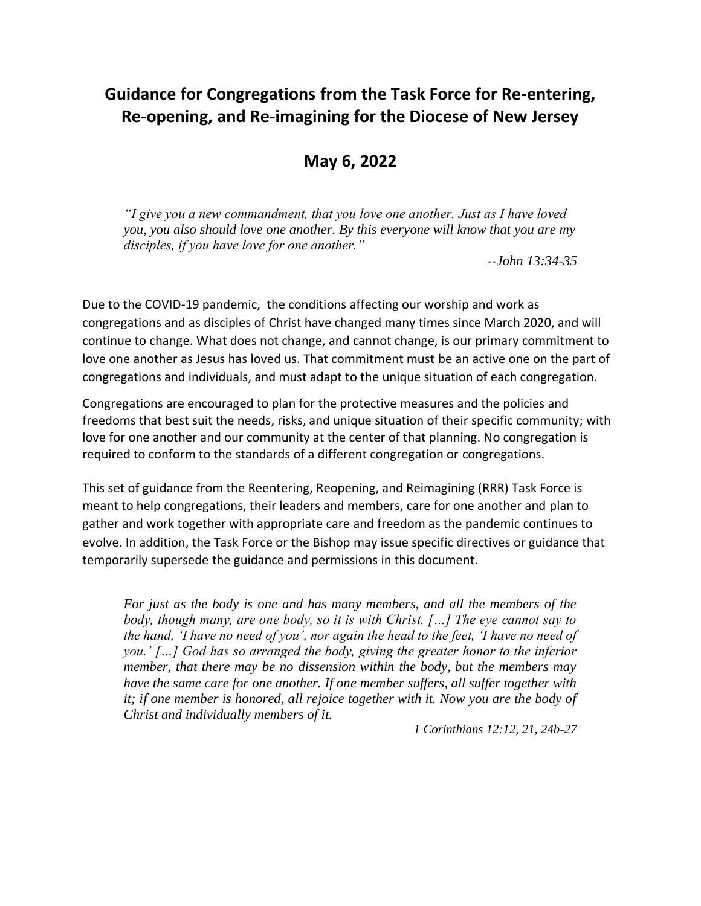# Guidance for Congregations from the Task Force for Re-entering, Re-opening, and Re-imagining for the Diocese of New Jersey

## May 6, 2022

> *"I give you a new commandment, that you love one another. Just as I have loved you, you also should love one another. By this everyone will know that you are my disciples, if you have love for one another."*
>
> *--John 13:34-35*

Due to the COVID-19 pandemic, the conditions affecting our worship and work as congregations and as disciples of Christ have changed many times since March 2020, and will continue to change. What does not change, and cannot change, is our primary commitment to love one another as Jesus has loved us. That commitment must be an active one on the part of congregations and individuals, and must adapt to the unique situation of each congregation.

Congregations are encouraged to plan for the protective measures and the policies and freedoms that best suit the needs, risks, and unique situation of their specific community; with love for one another and our community at the center of that planning. No congregation is required to conform to the standards of a different congregation or congregations.

This set of guidance from the Reentering, Reopening, and Reimagining (RRR) Task Force is meant to help congregations, their leaders and members, care for one another and plan to gather and work together with appropriate care and freedom as the pandemic continues to evolve. In addition, the Task Force or the Bishop may issue specific directives or guidance that temporarily supersede the guidance and permissions in this document.

> *For just as the body is one and has many members, and all the members of the body, though many, are one body, so it is with Christ. […] The eye cannot say to the hand, 'I have no need of you', nor again the head to the feet, 'I have no need of you.' […] God has so arranged the body, giving the greater honor to the inferior member, that there may be no dissension within the body, but the members may have the same care for one another. If one member suffers, all suffer together with it; if one member is honored, all rejoice together with it. Now you are the body of Christ and individually members of it.*
>
> *1 Corinthians 12:12, 21, 24b-27*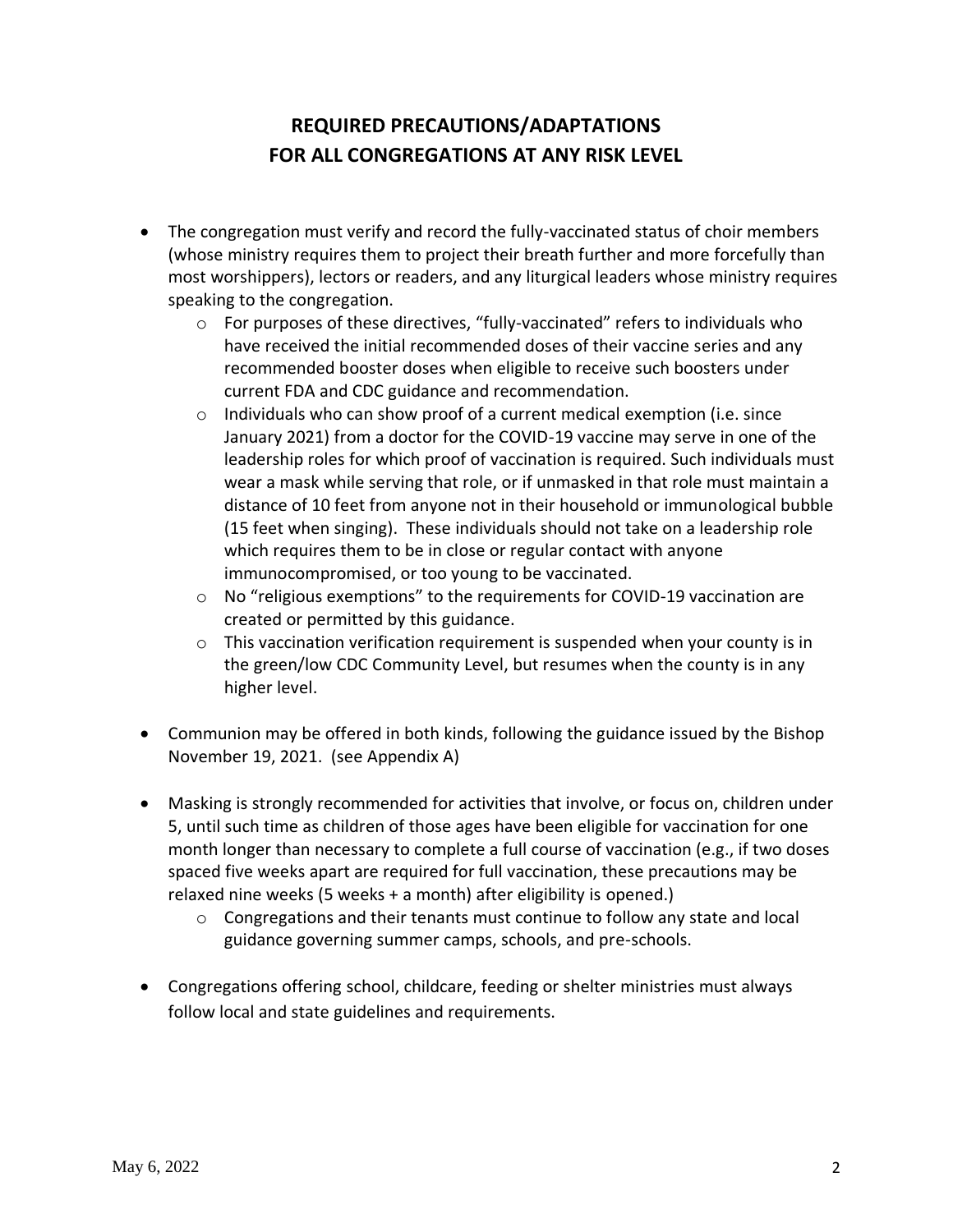## REQUIRED PRECAUTIONS/ADAPTATIONS FOR ALL CONGREGATIONS AT ANY RISK LEVEL

- The congregation must verify and record the fully-vaccinated status of choir members (whose ministry requires them to project their breath further and more forcefully than most worshippers), lectors or readers, and any liturgical leaders whose ministry requires speaking to the congregation.
  - For purposes of these directives, "fully-vaccinated" refers to individuals who have received the initial recommended doses of their vaccine series and any recommended booster doses when eligible to receive such boosters under current FDA and CDC guidance and recommendation.
  - Individuals who can show proof of a current medical exemption (i.e. since January 2021) from a doctor for the COVID-19 vaccine may serve in one of the leadership roles for which proof of vaccination is required. Such individuals must wear a mask while serving that role, or if unmasked in that role must maintain a distance of 10 feet from anyone not in their household or immunological bubble (15 feet when singing). These individuals should not take on a leadership role which requires them to be in close or regular contact with anyone immunocompromised, or too young to be vaccinated.
  - No "religious exemptions" to the requirements for COVID-19 vaccination are created or permitted by this guidance.
  - This vaccination verification requirement is suspended when your county is in the green/low CDC Community Level, but resumes when the county is in any higher level.

- Communion may be offered in both kinds, following the guidance issued by the Bishop November 19, 2021. (see Appendix A)

- Masking is strongly recommended for activities that involve, or focus on, children under 5, until such time as children of those ages have been eligible for vaccination for one month longer than necessary to complete a full course of vaccination (e.g., if two doses spaced five weeks apart are required for full vaccination, these precautions may be relaxed nine weeks (5 weeks + a month) after eligibility is opened.)
  - Congregations and their tenants must continue to follow any state and local guidance governing summer camps, schools, and pre-schools.

- Congregations offering school, childcare, feeding or shelter ministries must always follow local and state guidelines and requirements.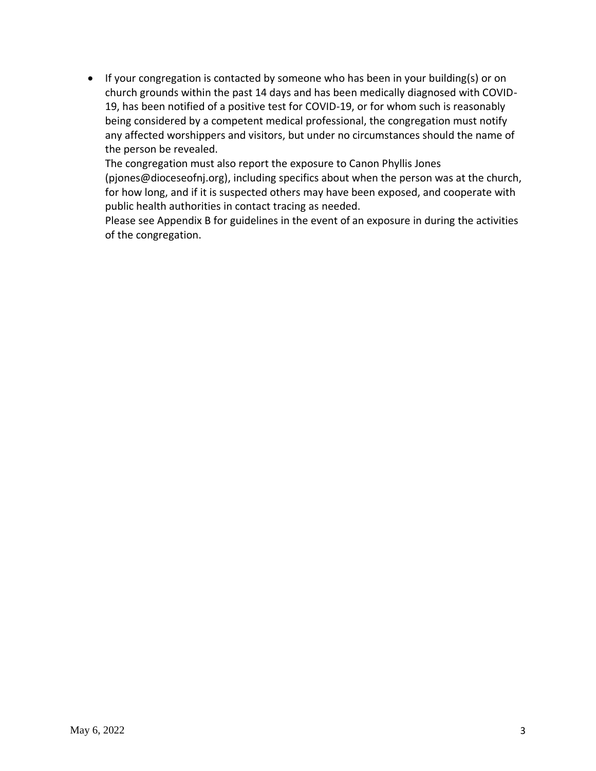- If your congregation is contacted by someone who has been in your building(s) or on church grounds within the past 14 days and has been medically diagnosed with COVID-19, has been notified of a positive test for COVID-19, or for whom such is reasonably being considered by a competent medical professional, the congregation must notify any affected worshippers and visitors, but under no circumstances should the name of the person be revealed.

  The congregation must also report the exposure to Canon Phyllis Jones (pjones@dioceseofnj.org), including specifics about when the person was at the church, for how long, and if it is suspected others may have been exposed, and cooperate with public health authorities in contact tracing as needed.

  Please see Appendix B for guidelines in the event of an exposure in during the activities of the congregation.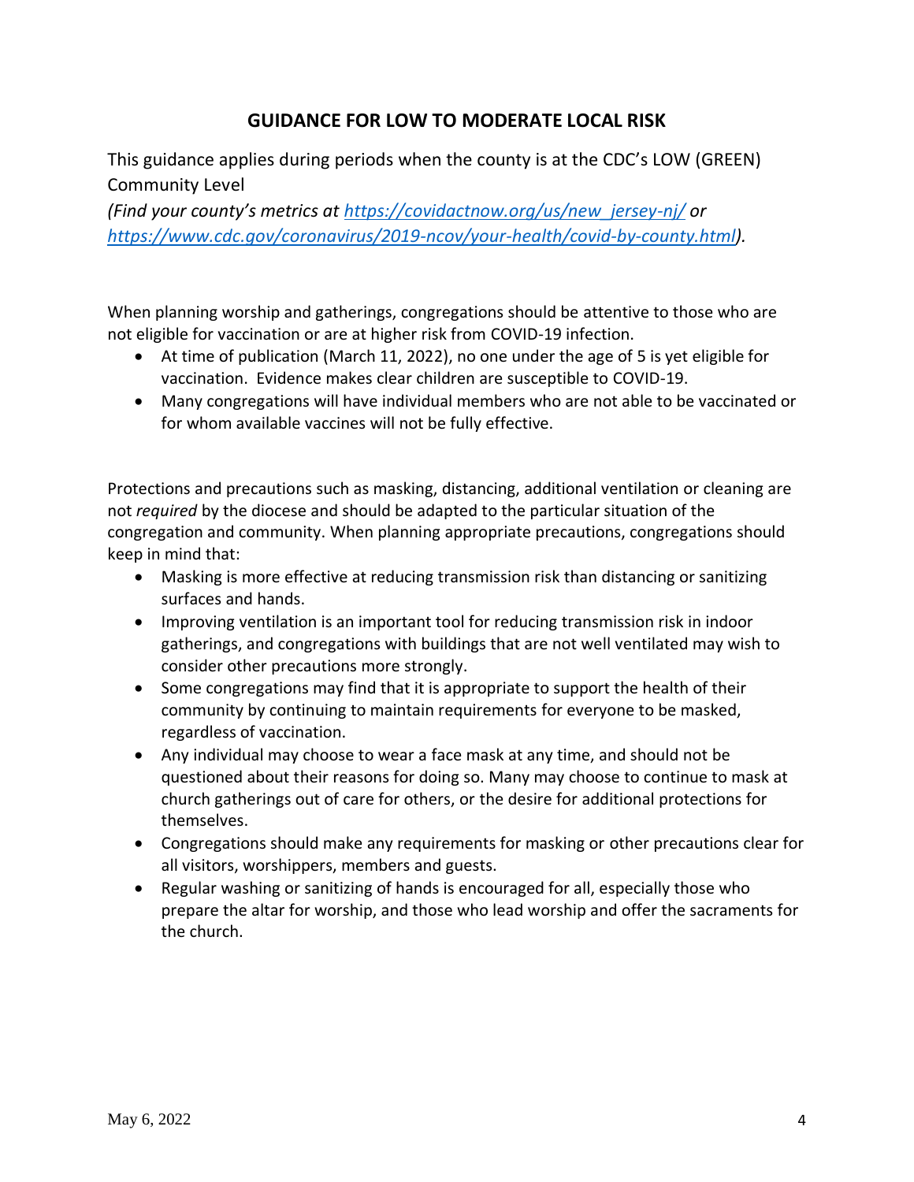## GUIDANCE FOR LOW TO MODERATE LOCAL RISK

This guidance applies during periods when the county is at the CDC's LOW (GREEN) Community Level

*(Find your county's metrics at [https://covidactnow.org/us/new_jersey-nj/](https://covidactnow.org/us/new_jersey-nj/) or [https://www.cdc.gov/coronavirus/2019-ncov/your-health/covid-by-county.html](https://www.cdc.gov/coronavirus/2019-ncov/your-health/covid-by-county.html)).*

When planning worship and gatherings, congregations should be attentive to those who are not eligible for vaccination or are at higher risk from COVID-19 infection.

- At time of publication (March 11, 2022), no one under the age of 5 is yet eligible for vaccination. Evidence makes clear children are susceptible to COVID-19.
- Many congregations will have individual members who are not able to be vaccinated or for whom available vaccines will not be fully effective.

Protections and precautions such as masking, distancing, additional ventilation or cleaning are not *required* by the diocese and should be adapted to the particular situation of the congregation and community. When planning appropriate precautions, congregations should keep in mind that:

- Masking is more effective at reducing transmission risk than distancing or sanitizing surfaces and hands.
- Improving ventilation is an important tool for reducing transmission risk in indoor gatherings, and congregations with buildings that are not well ventilated may wish to consider other precautions more strongly.
- Some congregations may find that it is appropriate to support the health of their community by continuing to maintain requirements for everyone to be masked, regardless of vaccination.
- Any individual may choose to wear a face mask at any time, and should not be questioned about their reasons for doing so. Many may choose to continue to mask at church gatherings out of care for others, or the desire for additional protections for themselves.
- Congregations should make any requirements for masking or other precautions clear for all visitors, worshippers, members and guests.
- Regular washing or sanitizing of hands is encouraged for all, especially those who prepare the altar for worship, and those who lead worship and offer the sacraments for the church.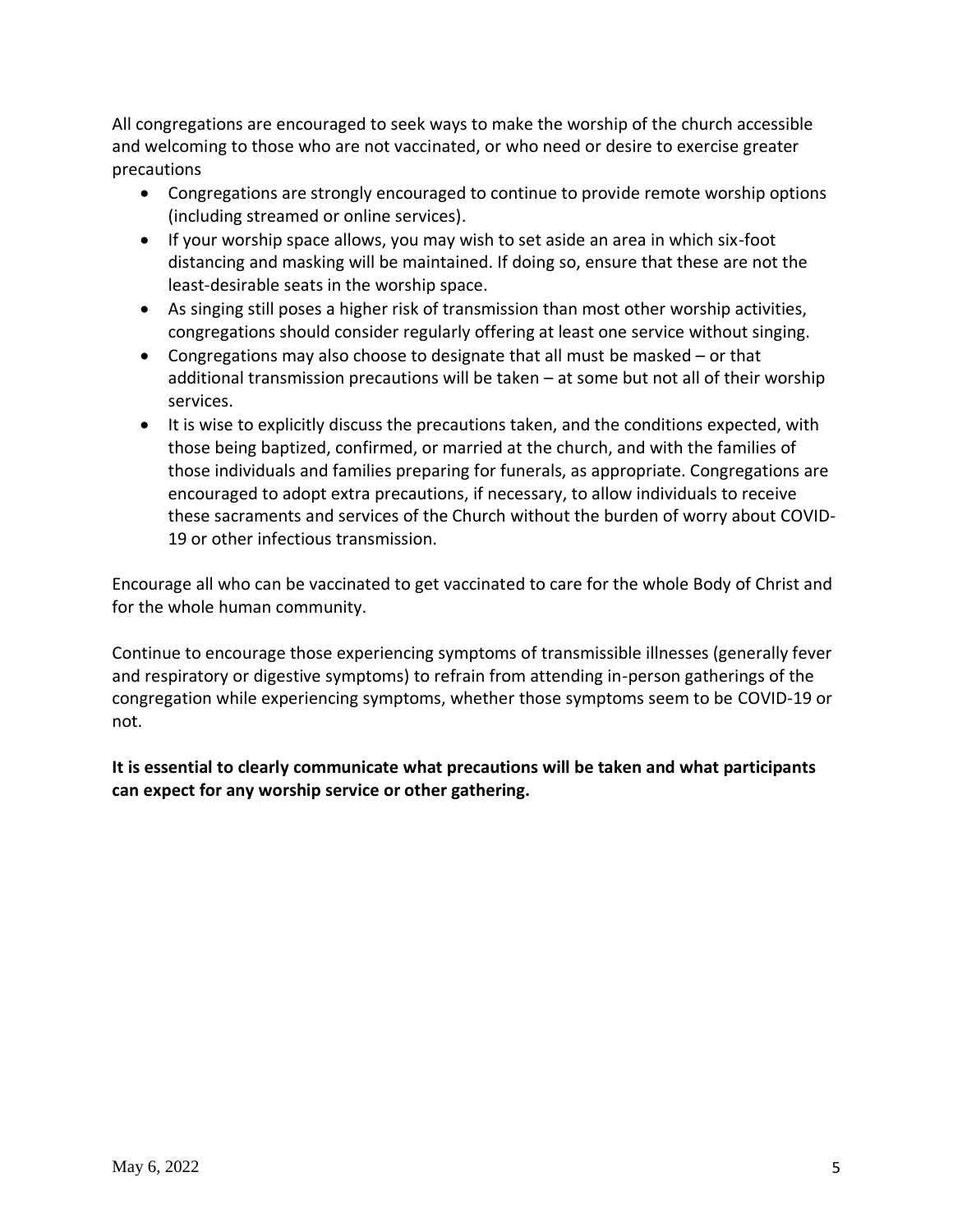All congregations are encouraged to seek ways to make the worship of the church accessible and welcoming to those who are not vaccinated, or who need or desire to exercise greater precautions

- Congregations are strongly encouraged to continue to provide remote worship options (including streamed or online services).
- If your worship space allows, you may wish to set aside an area in which six-foot distancing and masking will be maintained. If doing so, ensure that these are not the least-desirable seats in the worship space.
- As singing still poses a higher risk of transmission than most other worship activities, congregations should consider regularly offering at least one service without singing.
- Congregations may also choose to designate that all must be masked – or that additional transmission precautions will be taken – at some but not all of their worship services.
- It is wise to explicitly discuss the precautions taken, and the conditions expected, with those being baptized, confirmed, or married at the church, and with the families of those individuals and families preparing for funerals, as appropriate. Congregations are encouraged to adopt extra precautions, if necessary, to allow individuals to receive these sacraments and services of the Church without the burden of worry about COVID-19 or other infectious transmission.

Encourage all who can be vaccinated to get vaccinated to care for the whole Body of Christ and for the whole human community.

Continue to encourage those experiencing symptoms of transmissible illnesses (generally fever and respiratory or digestive symptoms) to refrain from attending in-person gatherings of the congregation while experiencing symptoms, whether those symptoms seem to be COVID-19 or not.

**It is essential to clearly communicate what precautions will be taken and what participants can expect for any worship service or other gathering.**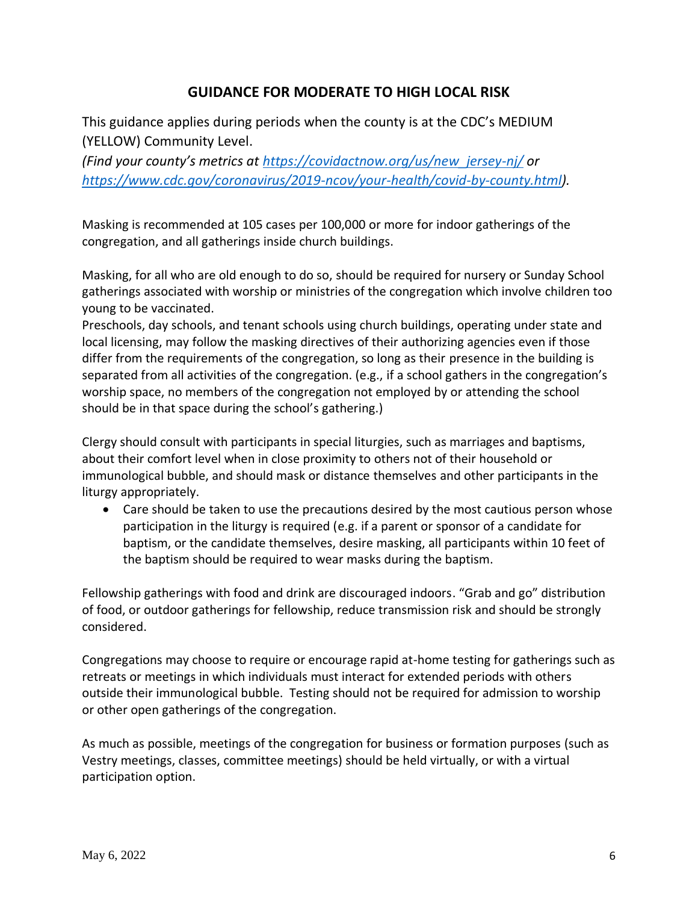## GUIDANCE FOR MODERATE TO HIGH LOCAL RISK

This guidance applies during periods when the county is at the CDC's MEDIUM (YELLOW) Community Level.

*(Find your county's metrics at [https://covidactnow.org/us/new_jersey-nj/](https://covidactnow.org/us/new_jersey-nj/) or [https://www.cdc.gov/coronavirus/2019-ncov/your-health/covid-by-county.html](https://www.cdc.gov/coronavirus/2019-ncov/your-health/covid-by-county.html)).*

Masking is recommended at 105 cases per 100,000 or more for indoor gatherings of the congregation, and all gatherings inside church buildings.

Masking, for all who are old enough to do so, should be required for nursery or Sunday School gatherings associated with worship or ministries of the congregation which involve children too young to be vaccinated.

Preschools, day schools, and tenant schools using church buildings, operating under state and local licensing, may follow the masking directives of their authorizing agencies even if those differ from the requirements of the congregation, so long as their presence in the building is separated from all activities of the congregation. (e.g., if a school gathers in the congregation's worship space, no members of the congregation not employed by or attending the school should be in that space during the school's gathering.)

Clergy should consult with participants in special liturgies, such as marriages and baptisms, about their comfort level when in close proximity to others not of their household or immunological bubble, and should mask or distance themselves and other participants in the liturgy appropriately.

- Care should be taken to use the precautions desired by the most cautious person whose participation in the liturgy is required (e.g. if a parent or sponsor of a candidate for baptism, or the candidate themselves, desire masking, all participants within 10 feet of the baptism should be required to wear masks during the baptism.

Fellowship gatherings with food and drink are discouraged indoors. "Grab and go" distribution of food, or outdoor gatherings for fellowship, reduce transmission risk and should be strongly considered.

Congregations may choose to require or encourage rapid at-home testing for gatherings such as retreats or meetings in which individuals must interact for extended periods with others outside their immunological bubble. Testing should not be required for admission to worship or other open gatherings of the congregation.

As much as possible, meetings of the congregation for business or formation purposes (such as Vestry meetings, classes, committee meetings) should be held virtually, or with a virtual participation option.

May 6, 2022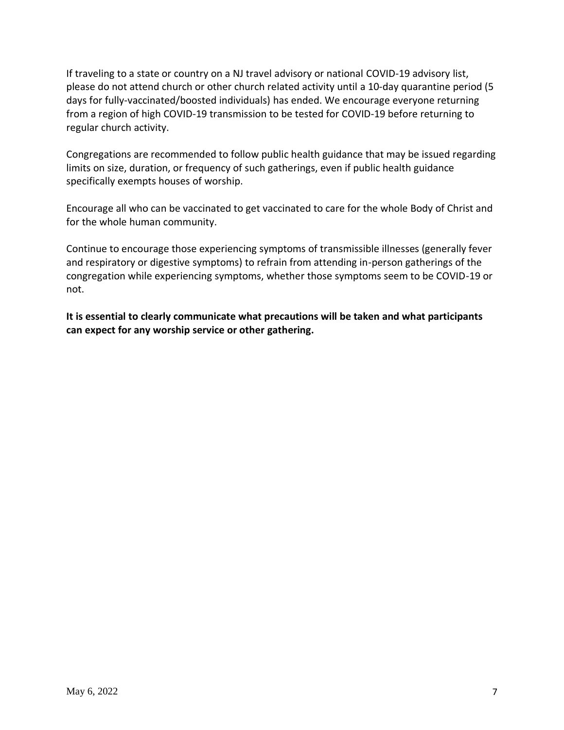If traveling to a state or country on a NJ travel advisory or national COVID-19 advisory list, please do not attend church or other church related activity until a 10-day quarantine period (5 days for fully-vaccinated/boosted individuals) has ended. We encourage everyone returning from a region of high COVID-19 transmission to be tested for COVID-19 before returning to regular church activity.

Congregations are recommended to follow public health guidance that may be issued regarding limits on size, duration, or frequency of such gatherings, even if public health guidance specifically exempts houses of worship.

Encourage all who can be vaccinated to get vaccinated to care for the whole Body of Christ and for the whole human community.

Continue to encourage those experiencing symptoms of transmissible illnesses (generally fever and respiratory or digestive symptoms) to refrain from attending in-person gatherings of the congregation while experiencing symptoms, whether those symptoms seem to be COVID-19 or not.

**It is essential to clearly communicate what precautions will be taken and what participants can expect for any worship service or other gathering.**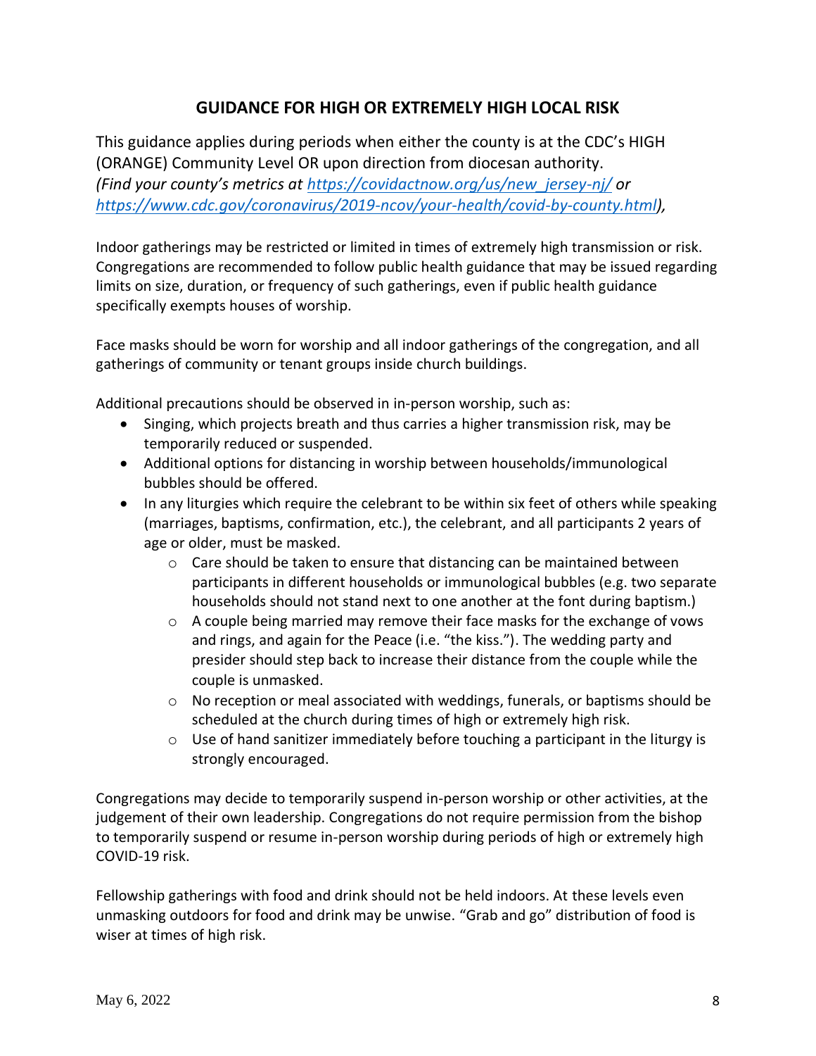## GUIDANCE FOR HIGH OR EXTREMELY HIGH LOCAL RISK

This guidance applies during periods when either the county is at the CDC's HIGH (ORANGE) Community Level OR upon direction from diocesan authority. *(Find your county's metrics at [https://covidactnow.org/us/new_jersey-nj/](https://covidactnow.org/us/new_jersey-nj/) or [https://www.cdc.gov/coronavirus/2019-ncov/your-health/covid-by-county.html](https://www.cdc.gov/coronavirus/2019-ncov/your-health/covid-by-county.html)),*

Indoor gatherings may be restricted or limited in times of extremely high transmission or risk. Congregations are recommended to follow public health guidance that may be issued regarding limits on size, duration, or frequency of such gatherings, even if public health guidance specifically exempts houses of worship.

Face masks should be worn for worship and all indoor gatherings of the congregation, and all gatherings of community or tenant groups inside church buildings.

Additional precautions should be observed in in-person worship, such as:

- Singing, which projects breath and thus carries a higher transmission risk, may be temporarily reduced or suspended.
- Additional options for distancing in worship between households/immunological bubbles should be offered.
- In any liturgies which require the celebrant to be within six feet of others while speaking (marriages, baptisms, confirmation, etc.), the celebrant, and all participants 2 years of age or older, must be masked.
  - Care should be taken to ensure that distancing can be maintained between participants in different households or immunological bubbles (e.g. two separate households should not stand next to one another at the font during baptism.)
  - A couple being married may remove their face masks for the exchange of vows and rings, and again for the Peace (i.e. "the kiss."). The wedding party and presider should step back to increase their distance from the couple while the couple is unmasked.
  - No reception or meal associated with weddings, funerals, or baptisms should be scheduled at the church during times of high or extremely high risk.
  - Use of hand sanitizer immediately before touching a participant in the liturgy is strongly encouraged.

Congregations may decide to temporarily suspend in-person worship or other activities, at the judgement of their own leadership. Congregations do not require permission from the bishop to temporarily suspend or resume in-person worship during periods of high or extremely high COVID-19 risk.

Fellowship gatherings with food and drink should not be held indoors. At these levels even unmasking outdoors for food and drink may be unwise. "Grab and go" distribution of food is wiser at times of high risk.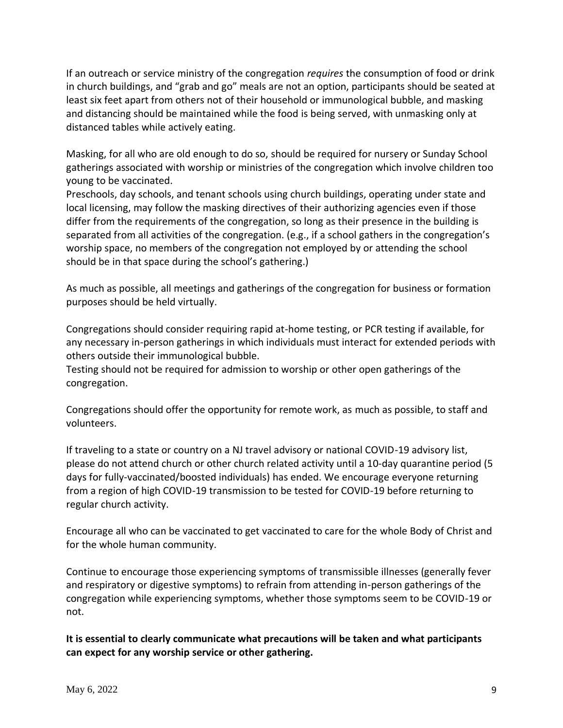If an outreach or service ministry of the congregation *requires* the consumption of food or drink in church buildings, and "grab and go" meals are not an option, participants should be seated at least six feet apart from others not of their household or immunological bubble, and masking and distancing should be maintained while the food is being served, with unmasking only at distanced tables while actively eating.

Masking, for all who are old enough to do so, should be required for nursery or Sunday School gatherings associated with worship or ministries of the congregation which involve children too young to be vaccinated.

Preschools, day schools, and tenant schools using church buildings, operating under state and local licensing, may follow the masking directives of their authorizing agencies even if those differ from the requirements of the congregation, so long as their presence in the building is separated from all activities of the congregation. (e.g., if a school gathers in the congregation's worship space, no members of the congregation not employed by or attending the school should be in that space during the school's gathering.)

As much as possible, all meetings and gatherings of the congregation for business or formation purposes should be held virtually.

Congregations should consider requiring rapid at-home testing, or PCR testing if available, for any necessary in-person gatherings in which individuals must interact for extended periods with others outside their immunological bubble.

Testing should not be required for admission to worship or other open gatherings of the congregation.

Congregations should offer the opportunity for remote work, as much as possible, to staff and volunteers.

If traveling to a state or country on a NJ travel advisory or national COVID-19 advisory list, please do not attend church or other church related activity until a 10-day quarantine period (5 days for fully-vaccinated/boosted individuals) has ended. We encourage everyone returning from a region of high COVID-19 transmission to be tested for COVID-19 before returning to regular church activity.

Encourage all who can be vaccinated to get vaccinated to care for the whole Body of Christ and for the whole human community.

Continue to encourage those experiencing symptoms of transmissible illnesses (generally fever and respiratory or digestive symptoms) to refrain from attending in-person gatherings of the congregation while experiencing symptoms, whether those symptoms seem to be COVID-19 or not.

**It is essential to clearly communicate what precautions will be taken and what participants can expect for any worship service or other gathering.**

May 6, 2022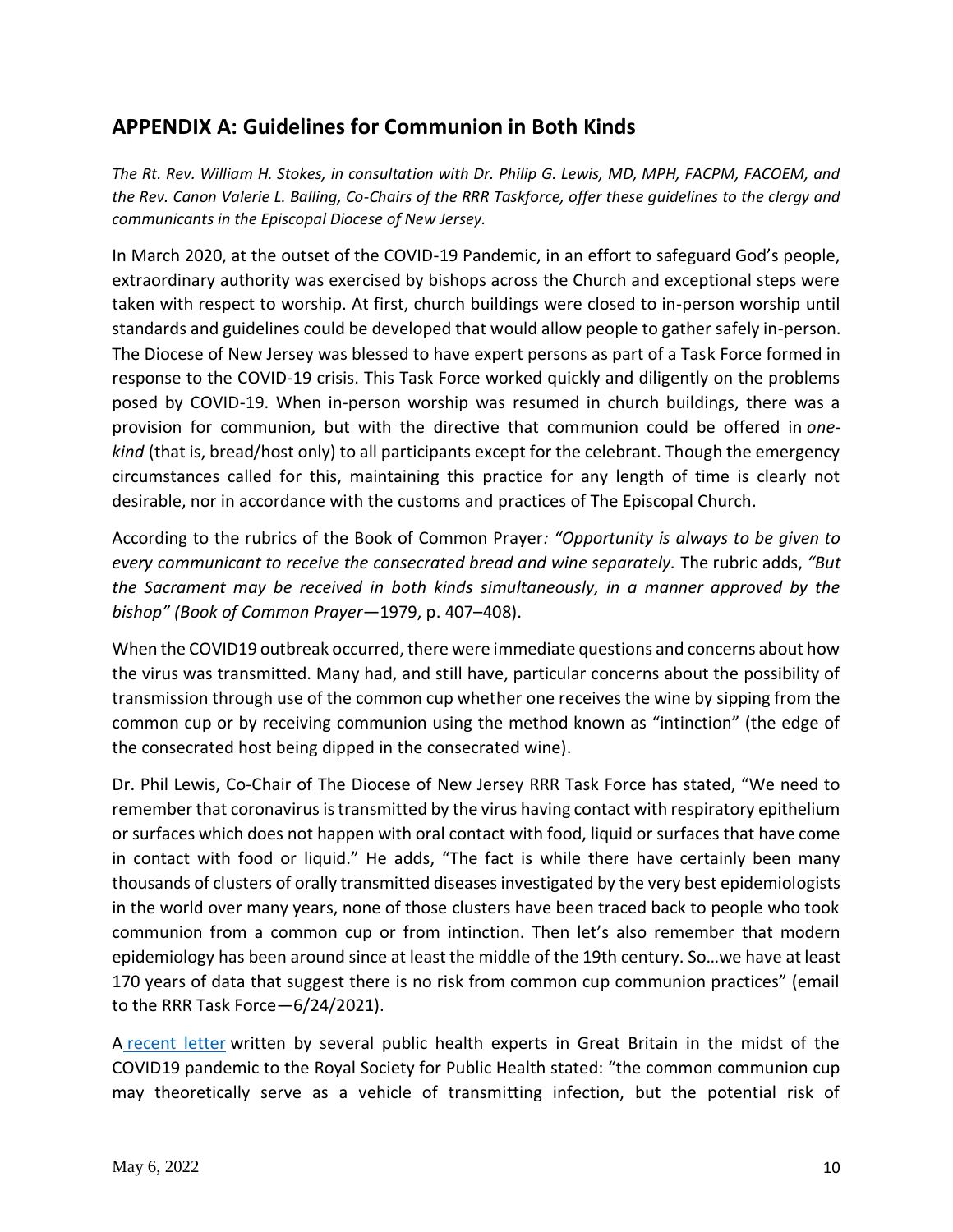## APPENDIX A: Guidelines for Communion in Both Kinds

*The Rt. Rev. William H. Stokes, in consultation with Dr. Philip G. Lewis, MD, MPH, FACPM, FACOEM, and the Rev. Canon Valerie L. Balling, Co-Chairs of the RRR Taskforce, offer these guidelines to the clergy and communicants in the Episcopal Diocese of New Jersey.*

In March 2020, at the outset of the COVID-19 Pandemic, in an effort to safeguard God's people, extraordinary authority was exercised by bishops across the Church and exceptional steps were taken with respect to worship. At first, church buildings were closed to in-person worship until standards and guidelines could be developed that would allow people to gather safely in-person. The Diocese of New Jersey was blessed to have expert persons as part of a Task Force formed in response to the COVID-19 crisis. This Task Force worked quickly and diligently on the problems posed by COVID-19. When in-person worship was resumed in church buildings, there was a provision for communion, but with the directive that communion could be offered in *one-kind* (that is, bread/host only) to all participants except for the celebrant. Though the emergency circumstances called for this, maintaining this practice for any length of time is clearly not desirable, nor in accordance with the customs and practices of The Episcopal Church.

According to the rubrics of the Book of Common Prayer*: "Opportunity is always to be given to every communicant to receive the consecrated bread and wine separately.* The rubric adds, *"But the Sacrament may be received in both kinds simultaneously, in a manner approved by the bishop" (Book of Common Prayer*—1979, p. 407–408).

When the COVID19 outbreak occurred, there were immediate questions and concerns about how the virus was transmitted. Many had, and still have, particular concerns about the possibility of transmission through use of the common cup whether one receives the wine by sipping from the common cup or by receiving communion using the method known as "intinction" (the edge of the consecrated host being dipped in the consecrated wine).

Dr. Phil Lewis, Co-Chair of The Diocese of New Jersey RRR Task Force has stated, "We need to remember that coronavirus is transmitted by the virus having contact with respiratory epithelium or surfaces which does not happen with oral contact with food, liquid or surfaces that have come in contact with food or liquid." He adds, "The fact is while there have certainly been many thousands of clusters of orally transmitted diseases investigated by the very best epidemiologists in the world over many years, none of those clusters have been traced back to people who took communion from a common cup or from intinction. Then let's also remember that modern epidemiology has been around since at least the middle of the 19th century. So…we have at least 170 years of data that suggest there is no risk from common cup communion practices" (email to the RRR Task Force—6/24/2021).

A recent letter written by several public health experts in Great Britain in the midst of the COVID19 pandemic to the Royal Society for Public Health stated: "the common communion cup may theoretically serve as a vehicle of transmitting infection, but the potential risk of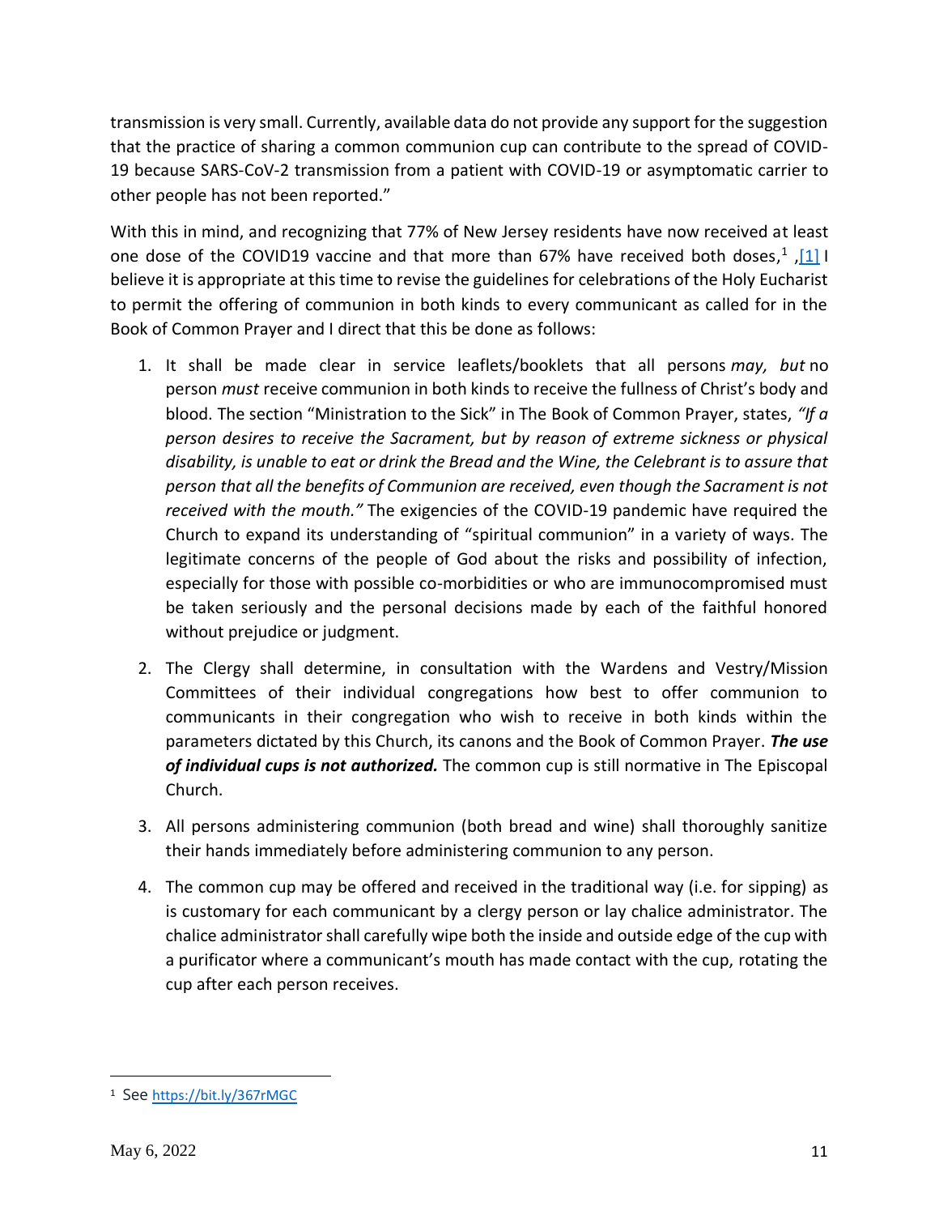transmission is very small. Currently, available data do not provide any support for the suggestion that the practice of sharing a common communion cup can contribute to the spread of COVID-19 because SARS-CoV-2 transmission from a patient with COVID-19 or asymptomatic carrier to other people has not been reported."

With this in mind, and recognizing that 77% of New Jersey residents have now received at least one dose of the COVID19 vaccine and that more than 67% have received both doses,[1] ,[1] I believe it is appropriate at this time to revise the guidelines for celebrations of the Holy Eucharist to permit the offering of communion in both kinds to every communicant as called for in the Book of Common Prayer and I direct that this be done as follows:

1. It shall be made clear in service leaflets/booklets that all persons *may, but* no person *must* receive communion in both kinds to receive the fullness of Christ's body and blood. The section "Ministration to the Sick" in The Book of Common Prayer, states, *"If a person desires to receive the Sacrament, but by reason of extreme sickness or physical disability, is unable to eat or drink the Bread and the Wine, the Celebrant is to assure that person that all the benefits of Communion are received, even though the Sacrament is not received with the mouth."* The exigencies of the COVID-19 pandemic have required the Church to expand its understanding of "spiritual communion" in a variety of ways. The legitimate concerns of the people of God about the risks and possibility of infection, especially for those with possible co-morbidities or who are immunocompromised must be taken seriously and the personal decisions made by each of the faithful honored without prejudice or judgment.

2. The Clergy shall determine, in consultation with the Wardens and Vestry/Mission Committees of their individual congregations how best to offer communion to communicants in their congregation who wish to receive in both kinds within the parameters dictated by this Church, its canons and the Book of Common Prayer. ***The use of individual cups is not authorized.*** The common cup is still normative in The Episcopal Church.

3. All persons administering communion (both bread and wine) shall thoroughly sanitize their hands immediately before administering communion to any person.

4. The common cup may be offered and received in the traditional way (i.e. for sipping) as is customary for each communicant by a clergy person or lay chalice administrator. The chalice administrator shall carefully wipe both the inside and outside edge of the cup with a purificator where a communicant's mouth has made contact with the cup, rotating the cup after each person receives.

---

[1] See https://bit.ly/367rMGC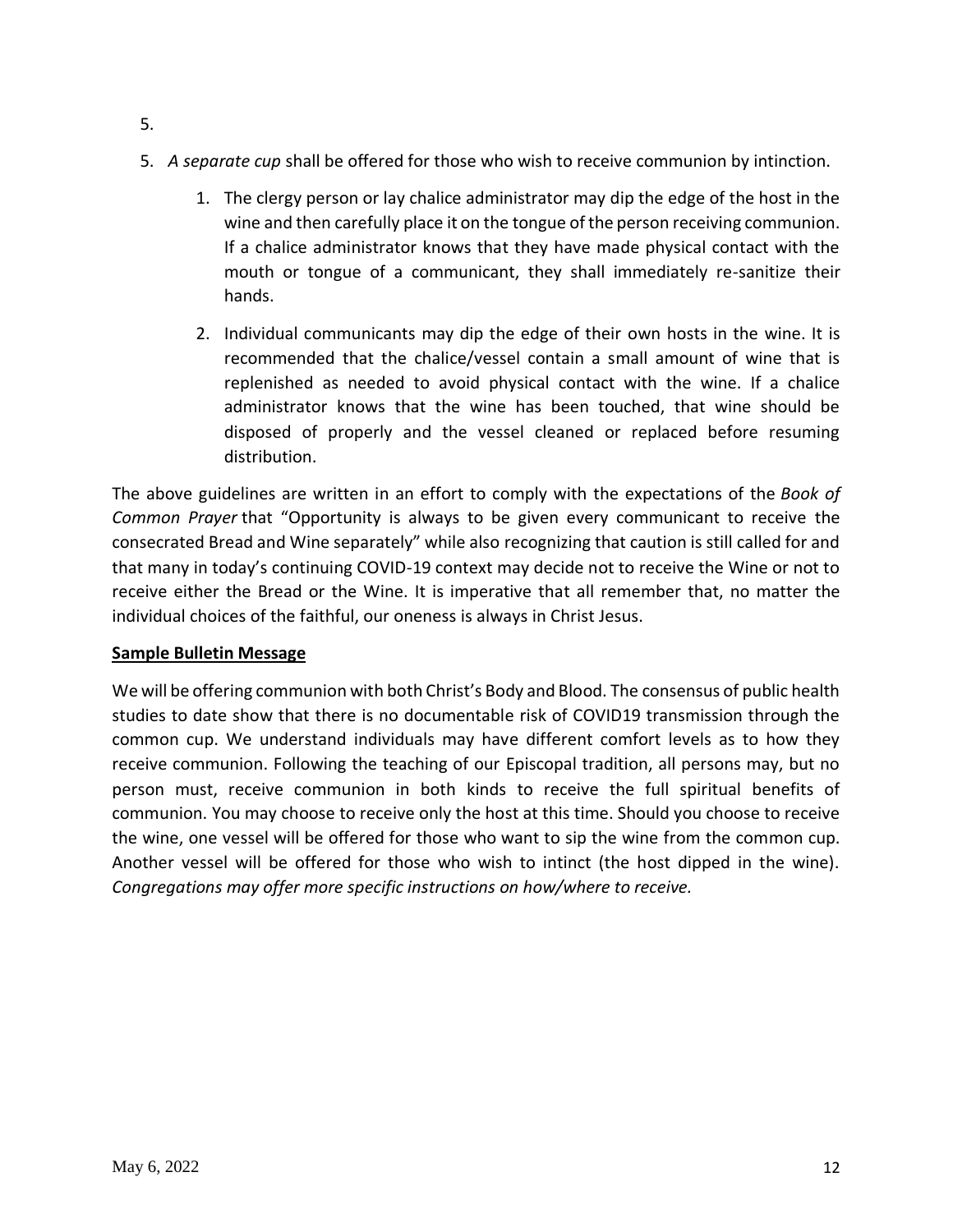5.

5. *A separate cup* shall be offered for those who wish to receive communion by intinction.

    1. The clergy person or lay chalice administrator may dip the edge of the host in the wine and then carefully place it on the tongue of the person receiving communion. If a chalice administrator knows that they have made physical contact with the mouth or tongue of a communicant, they shall immediately re-sanitize their hands.

    2. Individual communicants may dip the edge of their own hosts in the wine. It is recommended that the chalice/vessel contain a small amount of wine that is replenished as needed to avoid physical contact with the wine. If a chalice administrator knows that the wine has been touched, that wine should be disposed of properly and the vessel cleaned or replaced before resuming distribution.

The above guidelines are written in an effort to comply with the expectations of the *Book of Common Prayer* that "Opportunity is always to be given every communicant to receive the consecrated Bread and Wine separately" while also recognizing that caution is still called for and that many in today's continuing COVID-19 context may decide not to receive the Wine or not to receive either the Bread or the Wine. It is imperative that all remember that, no matter the individual choices of the faithful, our oneness is always in Christ Jesus.

**Sample Bulletin Message**

We will be offering communion with both Christ's Body and Blood. The consensus of public health studies to date show that there is no documentable risk of COVID19 transmission through the common cup. We understand individuals may have different comfort levels as to how they receive communion. Following the teaching of our Episcopal tradition, all persons may, but no person must, receive communion in both kinds to receive the full spiritual benefits of communion. You may choose to receive only the host at this time. Should you choose to receive the wine, one vessel will be offered for those who want to sip the wine from the common cup. Another vessel will be offered for those who wish to intinct (the host dipped in the wine). *Congregations may offer more specific instructions on how/where to receive.*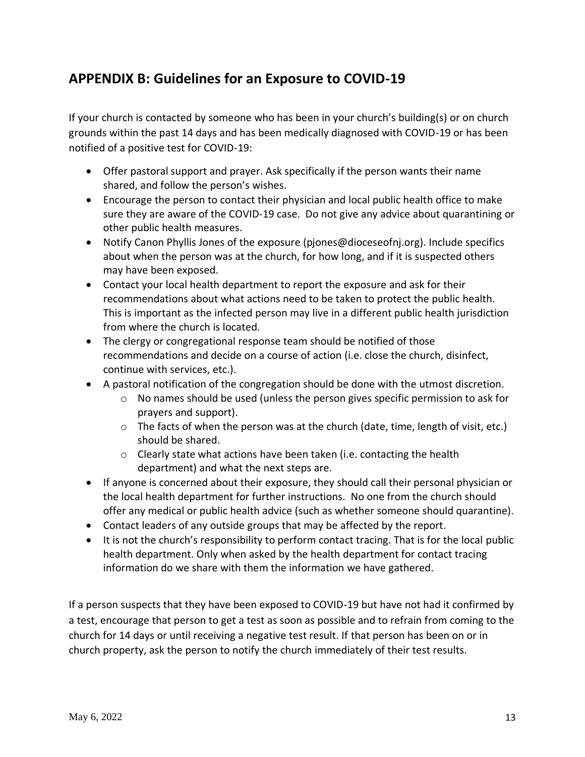## APPENDIX B: Guidelines for an Exposure to COVID-19

If your church is contacted by someone who has been in your church's building(s) or on church grounds within the past 14 days and has been medically diagnosed with COVID-19 or has been notified of a positive test for COVID-19:

- Offer pastoral support and prayer. Ask specifically if the person wants their name shared, and follow the person's wishes.
- Encourage the person to contact their physician and local public health office to make sure they are aware of the COVID-19 case. Do not give any advice about quarantining or other public health measures.
- Notify Canon Phyllis Jones of the exposure (pjones@dioceseofnj.org). Include specifics about when the person was at the church, for how long, and if it is suspected others may have been exposed.
- Contact your local health department to report the exposure and ask for their recommendations about what actions need to be taken to protect the public health. This is important as the infected person may live in a different public health jurisdiction from where the church is located.
- The clergy or congregational response team should be notified of those recommendations and decide on a course of action (i.e. close the church, disinfect, continue with services, etc.).
- A pastoral notification of the congregation should be done with the utmost discretion.
  - No names should be used (unless the person gives specific permission to ask for prayers and support).
  - The facts of when the person was at the church (date, time, length of visit, etc.) should be shared.
  - Clearly state what actions have been taken (i.e. contacting the health department) and what the next steps are.
- If anyone is concerned about their exposure, they should call their personal physician or the local health department for further instructions. No one from the church should offer any medical or public health advice (such as whether someone should quarantine).
- Contact leaders of any outside groups that may be affected by the report.
- It is not the church's responsibility to perform contact tracing. That is for the local public health department. Only when asked by the health department for contact tracing information do we share with them the information we have gathered.

If a person suspects that they have been exposed to COVID-19 but have not had it confirmed by a test, encourage that person to get a test as soon as possible and to refrain from coming to the church for 14 days or until receiving a negative test result. If that person has been on or in church property, ask the person to notify the church immediately of their test results.